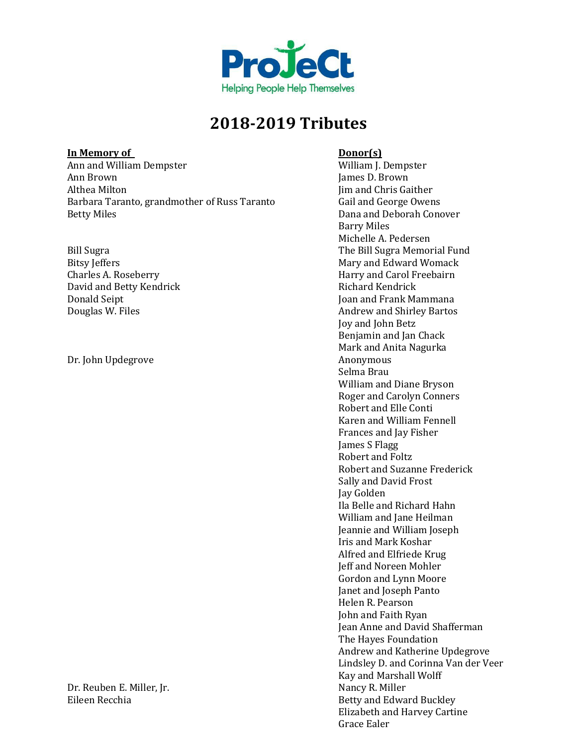ProJeCt
Helping People Help Themselves

# 2018-2019 Tributes

| In Memory of | Donor(s) |
|---|---|
| Ann and William Dempster | William J. Dempster |
| Ann Brown | James D. Brown |
| Althea Milton | Jim and Chris Gaither |
| Barbara Taranto, grandmother of Russ Taranto | Gail and George Owens |
| Betty Miles | Dana and Deborah Conover |
| | Barry Miles |
| | Michelle A. Pedersen |
| Bill Sugra | The Bill Sugra Memorial Fund |
| Bitsy Jeffers | Mary and Edward Womack |
| Charles A. Roseberry | Harry and Carol Freebairn |
| David and Betty Kendrick | Richard Kendrick |
| Donald Seipt | Joan and Frank Mammana |
| Douglas W. Files | Andrew and Shirley Bartos |
| | Joy and John Betz |
| | Benjamin and Jan Chack |
| | Mark and Anita Nagurka |
| Dr. John Updegrove | Anonymous |
| | Selma Brau |
| | William and Diane Bryson |
| | Roger and Carolyn Conners |
| | Robert and Elle Conti |
| | Karen and William Fennell |
| | Frances and Jay Fisher |
| | James S Flagg |
| | Robert and Foltz |
| | Robert and Suzanne Frederick |
| | Sally and David Frost |
| | Jay Golden |
| | Ila Belle and Richard Hahn |
| | William and Jane Heilman |
| | Jeannie and William Joseph |
| | Iris and Mark Koshar |
| | Alfred and Elfriede Krug |
| | Jeff and Noreen Mohler |
| | Gordon and Lynn Moore |
| | Janet and Joseph Panto |
| | Helen R. Pearson |
| | John and Faith Ryan |
| | Jean Anne and David Shafferman |
| | The Hayes Foundation |
| | Andrew and Katherine Updegrove |
| | Lindsley D. and Corinna Van der Veer |
| | Kay and Marshall Wolff |
| Dr. Reuben E. Miller, Jr. | Nancy R. Miller |
| Eileen Recchia | Betty and Edward Buckley |
| | Elizabeth and Harvey Cartine |
| | Grace Ealer |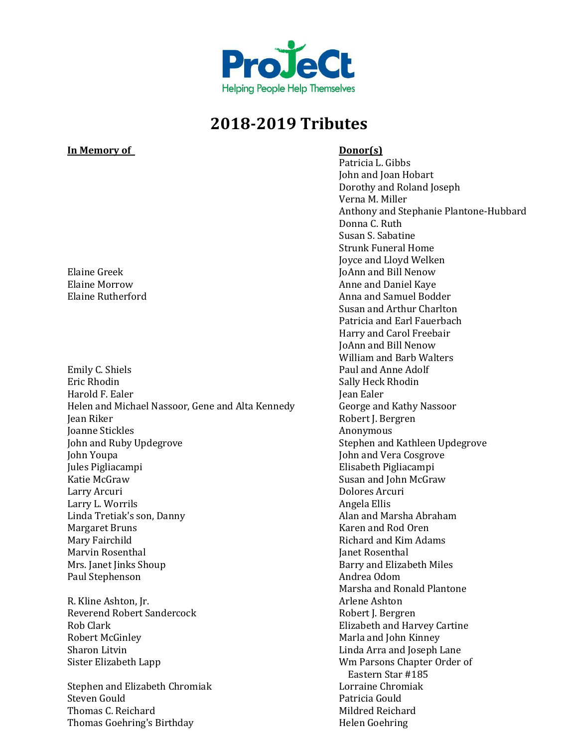ProJeCt
Helping People Help Themselves

# 2018-2019 Tributes

| **In Memory of** | **Donor(s)** |
|---|---|
| | Patricia L. Gibbs |
| | John and Joan Hobart |
| | Dorothy and Roland Joseph |
| | Verna M. Miller |
| | Anthony and Stephanie Plantone-Hubbard |
| | Donna C. Ruth |
| | Susan S. Sabatine |
| | Strunk Funeral Home |
| | Joyce and Lloyd Welken |
| Elaine Greek | JoAnn and Bill Nenow |
| Elaine Morrow | Anne and Daniel Kaye |
| Elaine Rutherford | Anna and Samuel Bodder |
| | Susan and Arthur Charlton |
| | Patricia and Earl Fauerbach |
| | Harry and Carol Freebair |
| | JoAnn and Bill Nenow |
| | William and Barb Walters |
| Emily C. Shiels | Paul and Anne Adolf |
| Eric Rhodin | Sally Heck Rhodin |
| Harold F. Ealer | Jean Ealer |
| Helen and Michael Nassoor, Gene and Alta Kennedy | George and Kathy Nassoor |
| Jean Riker | Robert J. Bergren |
| Joanne Stickles | Anonymous |
| John and Ruby Updegrove | Stephen and Kathleen Updegrove |
| John Youpa | John and Vera Cosgrove |
| Jules Pigliacampi | Elisabeth Pigliacampi |
| Katie McGraw | Susan and John McGraw |
| Larry Arcuri | Dolores Arcuri |
| Larry L. Worrils | Angela Ellis |
| Linda Tretiak's son, Danny | Alan and Marsha Abraham |
| Margaret Bruns | Karen and Rod Oren |
| Mary Fairchild | Richard and Kim Adams |
| Marvin Rosenthal | Janet Rosenthal |
| Mrs. Janet Jinks Shoup | Barry and Elizabeth Miles |
| Paul Stephenson | Andrea Odom |
| | Marsha and Ronald Plantone |
| R. Kline Ashton, Jr. | Arlene Ashton |
| Reverend Robert Sandercock | Robert J. Bergren |
| Rob Clark | Elizabeth and Harvey Cartine |
| Robert McGinley | Marla and John Kinney |
| Sharon Litvin | Linda Arra and Joseph Lane |
| Sister Elizabeth Lapp | Wm Parsons Chapter Order of Eastern Star #185 |
| Stephen and Elizabeth Chromiak | Lorraine Chromiak |
| Steven Gould | Patricia Gould |
| Thomas C. Reichard | Mildred Reichard |
| Thomas Goehring's Birthday | Helen Goehring |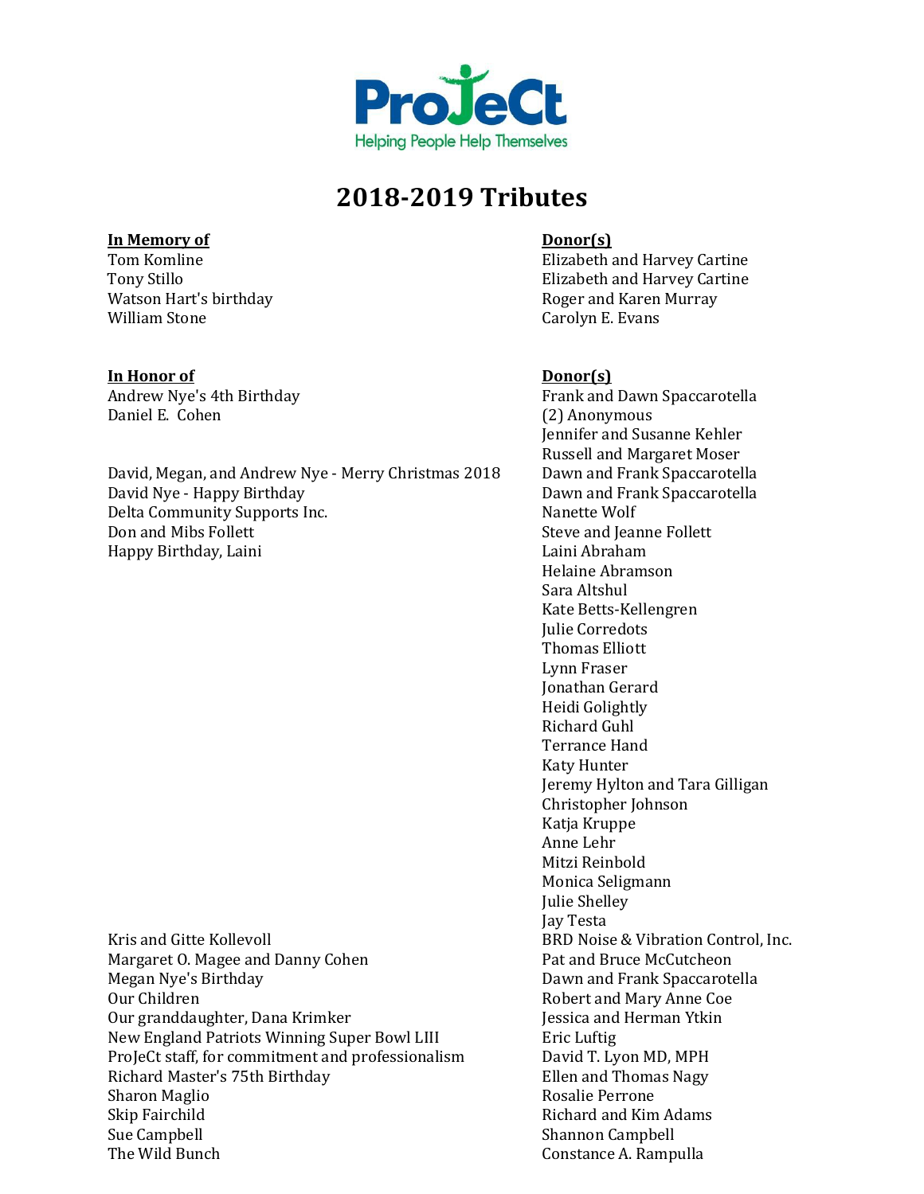ProJeCt

Helping People Help Themselves

# 2018-2019 Tributes

| In Memory of | Donor(s) |
| --- | --- |
| Tom Komline | Elizabeth and Harvey Cartine |
| Tony Stillo | Elizabeth and Harvey Cartine |
| Watson Hart's birthday | Roger and Karen Murray |
| William Stone | Carolyn E. Evans |

| In Honor of | Donor(s) |
| --- | --- |
| Andrew Nye's 4th Birthday | Frank and Dawn Spaccarotella |
| Daniel E. Cohen | (2) Anonymous |
| | Jennifer and Susanne Kehler |
| | Russell and Margaret Moser |
| David, Megan, and Andrew Nye - Merry Christmas 2018 | Dawn and Frank Spaccarotella |
| David Nye - Happy Birthday | Dawn and Frank Spaccarotella |
| Delta Community Supports Inc. | Nanette Wolf |
| Don and Mibs Follett | Steve and Jeanne Follett |
| Happy Birthday, Laini | Laini Abraham |
| | Helaine Abramson |
| | Sara Altshul |
| | Kate Betts-Kellengren |
| | Julie Corredots |
| | Thomas Elliott |
| | Lynn Fraser |
| | Jonathan Gerard |
| | Heidi Golightly |
| | Richard Guhl |
| | Terrance Hand |
| | Katy Hunter |
| | Jeremy Hylton and Tara Gilligan |
| | Christopher Johnson |
| | Katja Kruppe |
| | Anne Lehr |
| | Mitzi Reinbold |
| | Monica Seligmann |
| | Julie Shelley |
| | Jay Testa |
| Kris and Gitte Kollevoll | BRD Noise & Vibration Control, Inc. |
| Margaret O. Magee and Danny Cohen | Pat and Bruce McCutcheon |
| Megan Nye's Birthday | Dawn and Frank Spaccarotella |
| Our Children | Robert and Mary Anne Coe |
| Our granddaughter, Dana Krimker | Jessica and Herman Ytkin |
| New England Patriots Winning Super Bowl LIII | Eric Luftig |
| ProJeCt staff, for commitment and professionalism | David T. Lyon MD, MPH |
| Richard Master's 75th Birthday | Ellen and Thomas Nagy |
| Sharon Maglio | Rosalie Perrone |
| Skip Fairchild | Richard and Kim Adams |
| Sue Campbell | Shannon Campbell |
| The Wild Bunch | Constance A. Rampulla |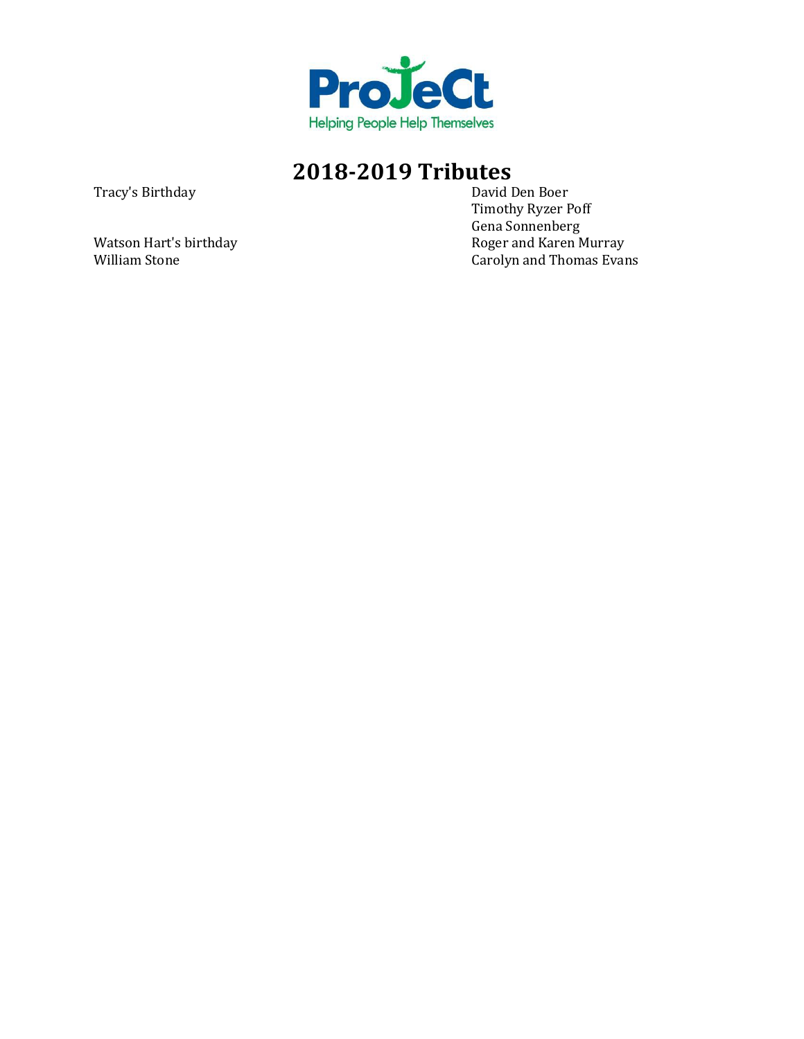# 2018-2019 Tributes

| | |
|---|---|
| Tracy's Birthday | David Den Boer |
| | Timothy Ryzer Poff |
| | Gena Sonnenberg |
| Watson Hart's birthday | Roger and Karen Murray |
| William Stone | Carolyn and Thomas Evans |